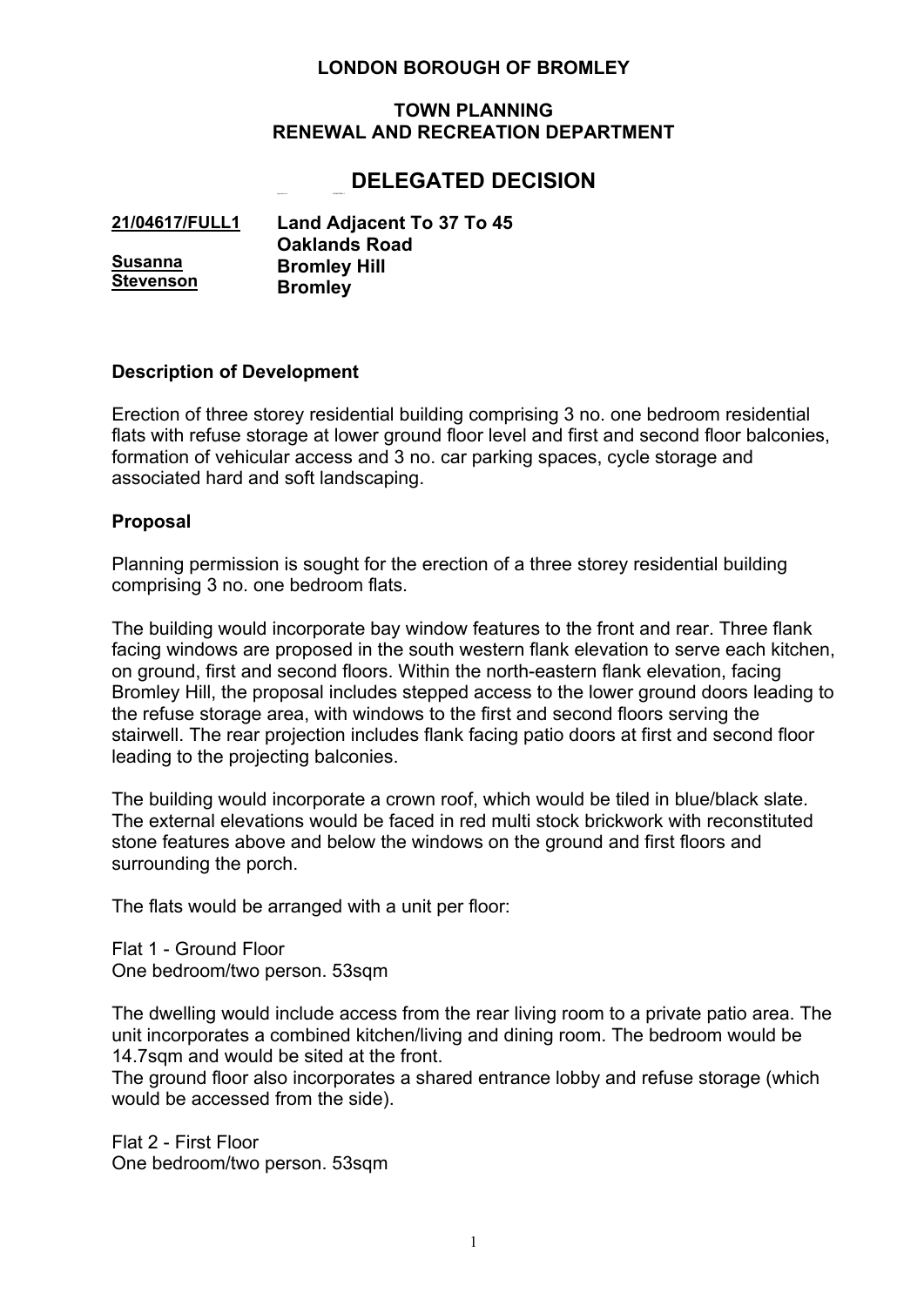# LONDON BOROUGH OF BROMLEY

## TOWN PLANNING
## RENEWAL AND RECREATION DEPARTMENT

# DELEGATED DECISION

**21/04617/FULL1**

**Susanna Stevenson**

**Land Adjacent To 37 To 45**
**Oaklands Road**
**Bromley Hill**
**Bromley**

### Description of Development

Erection of three storey residential building comprising 3 no. one bedroom residential flats with refuse storage at lower ground floor level and first and second floor balconies, formation of vehicular access and 3 no. car parking spaces, cycle storage and associated hard and soft landscaping.

### Proposal

Planning permission is sought for the erection of a three storey residential building comprising 3 no. one bedroom flats.

The building would incorporate bay window features to the front and rear. Three flank facing windows are proposed in the south western flank elevation to serve each kitchen, on ground, first and second floors. Within the north-eastern flank elevation, facing Bromley Hill, the proposal includes stepped access to the lower ground doors leading to the refuse storage area, with windows to the first and second floors serving the stairwell. The rear projection includes flank facing patio doors at first and second floor leading to the projecting balconies.

The building would incorporate a crown roof, which would be tiled in blue/black slate. The external elevations would be faced in red multi stock brickwork with reconstituted stone features above and below the windows on the ground and first floors and surrounding the porch.

The flats would be arranged with a unit per floor:

Flat 1 - Ground Floor
One bedroom/two person. 53sqm

The dwelling would include access from the rear living room to a private patio area. The unit incorporates a combined kitchen/living and dining room. The bedroom would be 14.7sqm and would be sited at the front.
The ground floor also incorporates a shared entrance lobby and refuse storage (which would be accessed from the side).

Flat 2 - First Floor
One bedroom/two person. 53sqm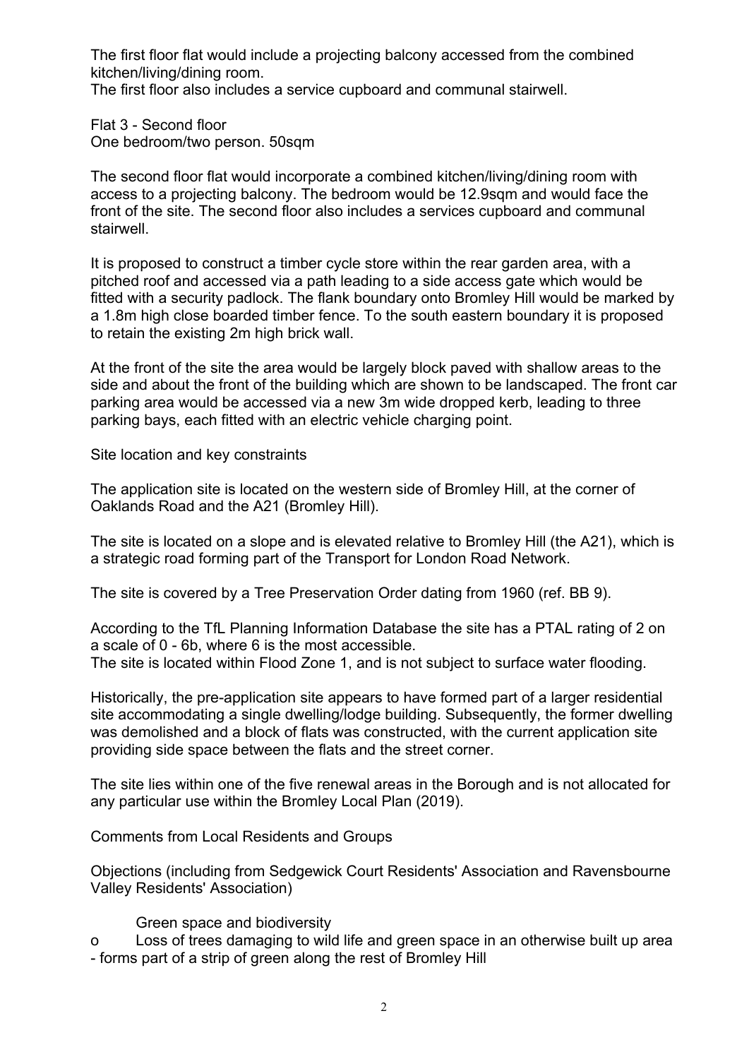The first floor flat would include a projecting balcony accessed from the combined kitchen/living/dining room.
The first floor also includes a service cupboard and communal stairwell.

Flat 3 - Second floor
One bedroom/two person. 50sqm

The second floor flat would incorporate a combined kitchen/living/dining room with access to a projecting balcony. The bedroom would be 12.9sqm and would face the front of the site. The second floor also includes a services cupboard and communal stairwell.

It is proposed to construct a timber cycle store within the rear garden area, with a pitched roof and accessed via a path leading to a side access gate which would be fitted with a security padlock. The flank boundary onto Bromley Hill would be marked by a 1.8m high close boarded timber fence. To the south eastern boundary it is proposed to retain the existing 2m high brick wall.

At the front of the site the area would be largely block paved with shallow areas to the side and about the front of the building which are shown to be landscaped. The front car parking area would be accessed via a new 3m wide dropped kerb, leading to three parking bays, each fitted with an electric vehicle charging point.

Site location and key constraints

The application site is located on the western side of Bromley Hill, at the corner of Oaklands Road and the A21 (Bromley Hill).

The site is located on a slope and is elevated relative to Bromley Hill (the A21), which is a strategic road forming part of the Transport for London Road Network.

The site is covered by a Tree Preservation Order dating from 1960 (ref. BB 9).

According to the TfL Planning Information Database the site has a PTAL rating of 2 on a scale of 0 - 6b, where 6 is the most accessible.
The site is located within Flood Zone 1, and is not subject to surface water flooding.

Historically, the pre-application site appears to have formed part of a larger residential site accommodating a single dwelling/lodge building. Subsequently, the former dwelling was demolished and a block of flats was constructed, with the current application site providing side space between the flats and the street corner.

The site lies within one of the five renewal areas in the Borough and is not allocated for any particular use within the Bromley Local Plan (2019).

Comments from Local Residents and Groups

Objections (including from Sedgewick Court Residents' Association and Ravensbourne Valley Residents' Association)

Green space and biodiversity

- Loss of trees damaging to wild life and green space in an otherwise built up area - forms part of a strip of green along the rest of Bromley Hill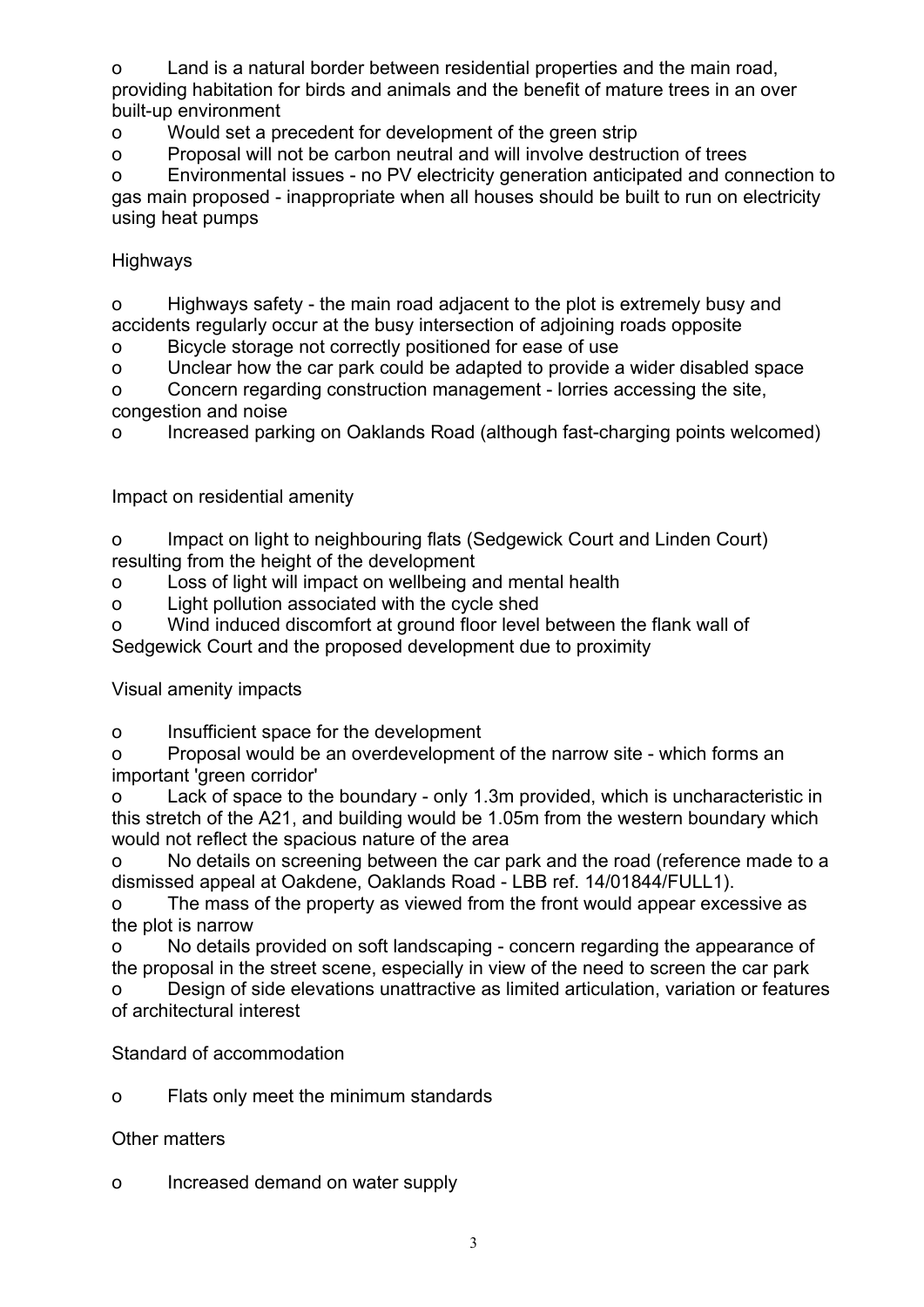- Land is a natural border between residential properties and the main road, providing habitation for birds and animals and the benefit of mature trees in an over built-up environment
- Would set a precedent for development of the green strip
- Proposal will not be carbon neutral and will involve destruction of trees
- Environmental issues - no PV electricity generation anticipated and connection to gas main proposed - inappropriate when all houses should be built to run on electricity using heat pumps

Highways

- Highways safety - the main road adjacent to the plot is extremely busy and accidents regularly occur at the busy intersection of adjoining roads opposite
- Bicycle storage not correctly positioned for ease of use
- Unclear how the car park could be adapted to provide a wider disabled space
- Concern regarding construction management - lorries accessing the site, congestion and noise
- Increased parking on Oaklands Road (although fast-charging points welcomed)

Impact on residential amenity

- Impact on light to neighbouring flats (Sedgewick Court and Linden Court) resulting from the height of the development
- Loss of light will impact on wellbeing and mental health
- Light pollution associated with the cycle shed
- Wind induced discomfort at ground floor level between the flank wall of Sedgewick Court and the proposed development due to proximity

Visual amenity impacts

- Insufficient space for the development
- Proposal would be an overdevelopment of the narrow site - which forms an important 'green corridor'
- Lack of space to the boundary - only 1.3m provided, which is uncharacteristic in this stretch of the A21, and building would be 1.05m from the western boundary which would not reflect the spacious nature of the area
- No details on screening between the car park and the road (reference made to a dismissed appeal at Oakdene, Oaklands Road - LBB ref. 14/01844/FULL1).
- The mass of the property as viewed from the front would appear excessive as the plot is narrow
- No details provided on soft landscaping - concern regarding the appearance of the proposal in the street scene, especially in view of the need to screen the car park
- Design of side elevations unattractive as limited articulation, variation or features of architectural interest

Standard of accommodation

- Flats only meet the minimum standards

Other matters

- Increased demand on water supply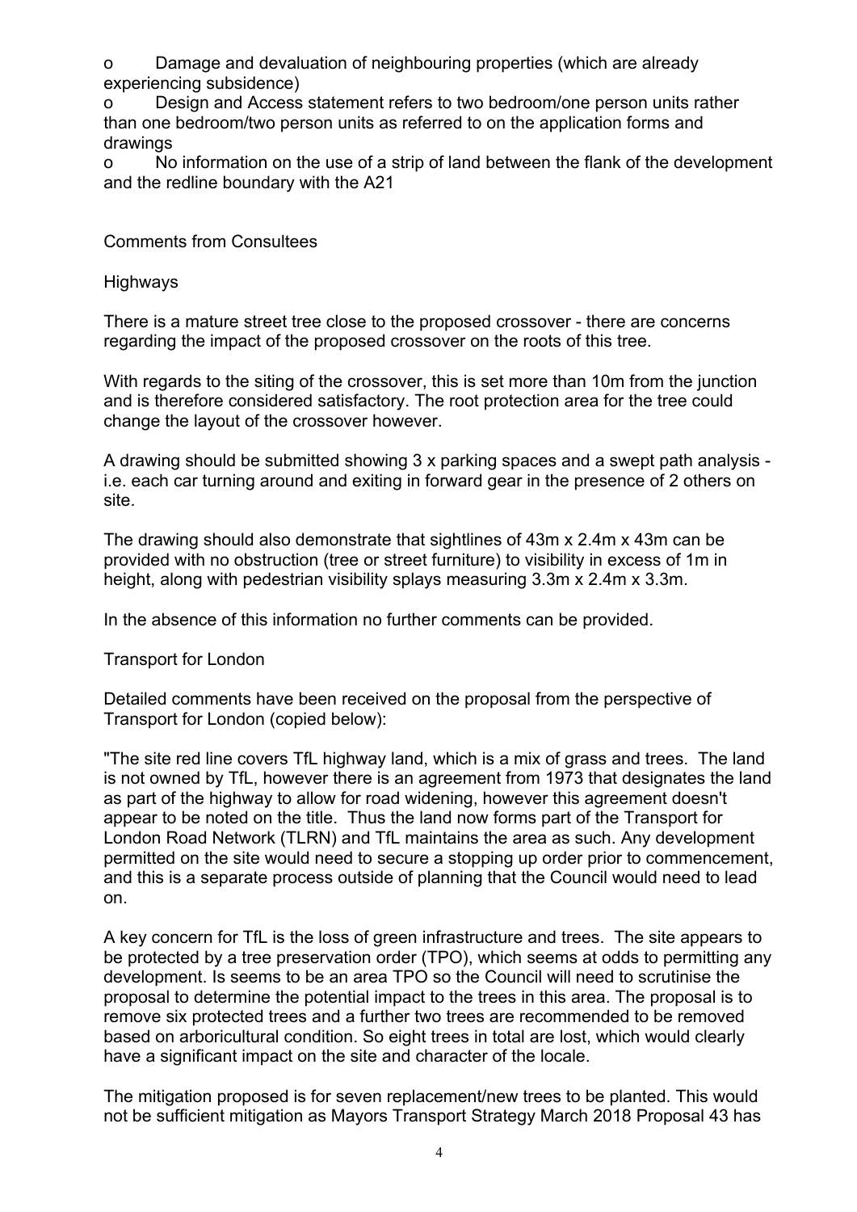- Damage and devaluation of neighbouring properties (which are already experiencing subsidence)
- Design and Access statement refers to two bedroom/one person units rather than one bedroom/two person units as referred to on the application forms and drawings
- No information on the use of a strip of land between the flank of the development and the redline boundary with the A21

Comments from Consultees

Highways

There is a mature street tree close to the proposed crossover - there are concerns regarding the impact of the proposed crossover on the roots of this tree.

With regards to the siting of the crossover, this is set more than 10m from the junction and is therefore considered satisfactory. The root protection area for the tree could change the layout of the crossover however.

A drawing should be submitted showing 3 x parking spaces and a swept path analysis - i.e. each car turning around and exiting in forward gear in the presence of 2 others on site.

The drawing should also demonstrate that sightlines of 43m x 2.4m x 43m can be provided with no obstruction (tree or street furniture) to visibility in excess of 1m in height, along with pedestrian visibility splays measuring 3.3m x 2.4m x 3.3m.

In the absence of this information no further comments can be provided.

Transport for London

Detailed comments have been received on the proposal from the perspective of Transport for London (copied below):

"The site red line covers TfL highway land, which is a mix of grass and trees. The land is not owned by TfL, however there is an agreement from 1973 that designates the land as part of the highway to allow for road widening, however this agreement doesn't appear to be noted on the title. Thus the land now forms part of the Transport for London Road Network (TLRN) and TfL maintains the area as such. Any development permitted on the site would need to secure a stopping up order prior to commencement, and this is a separate process outside of planning that the Council would need to lead on.

A key concern for TfL is the loss of green infrastructure and trees. The site appears to be protected by a tree preservation order (TPO), which seems at odds to permitting any development. Is seems to be an area TPO so the Council will need to scrutinise the proposal to determine the potential impact to the trees in this area. The proposal is to remove six protected trees and a further two trees are recommended to be removed based on arboricultural condition. So eight trees in total are lost, which would clearly have a significant impact on the site and character of the locale.

The mitigation proposed is for seven replacement/new trees to be planted. This would not be sufficient mitigation as Mayors Transport Strategy March 2018 Proposal 43 has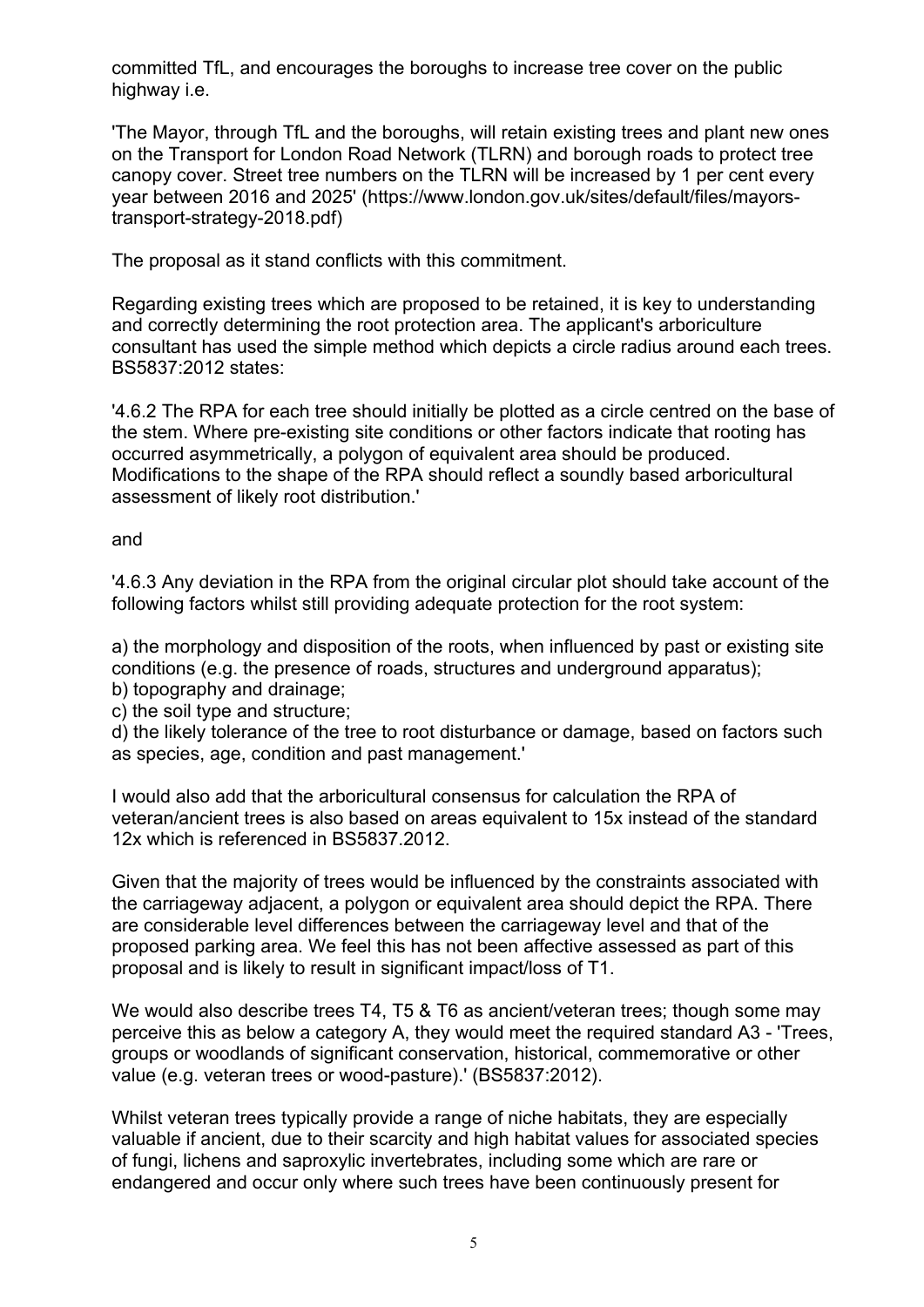committed TfL, and encourages the boroughs to increase tree cover on the public highway i.e.

'The Mayor, through TfL and the boroughs, will retain existing trees and plant new ones on the Transport for London Road Network (TLRN) and borough roads to protect tree canopy cover. Street tree numbers on the TLRN will be increased by 1 per cent every year between 2016 and 2025' (https://www.london.gov.uk/sites/default/files/mayors-transport-strategy-2018.pdf)

The proposal as it stand conflicts with this commitment.

Regarding existing trees which are proposed to be retained, it is key to understanding and correctly determining the root protection area. The applicant's arboriculture consultant has used the simple method which depicts a circle radius around each trees. BS5837:2012 states:

'4.6.2 The RPA for each tree should initially be plotted as a circle centred on the base of the stem. Where pre-existing site conditions or other factors indicate that rooting has occurred asymmetrically, a polygon of equivalent area should be produced. Modifications to the shape of the RPA should reflect a soundly based arboricultural assessment of likely root distribution.'

and

'4.6.3 Any deviation in the RPA from the original circular plot should take account of the following factors whilst still providing adequate protection for the root system:

a) the morphology and disposition of the roots, when influenced by past or existing site conditions (e.g. the presence of roads, structures and underground apparatus);
b) topography and drainage;
c) the soil type and structure;
d) the likely tolerance of the tree to root disturbance or damage, based on factors such as species, age, condition and past management.'

I would also add that the arboricultural consensus for calculation the RPA of veteran/ancient trees is also based on areas equivalent to 15x instead of the standard 12x which is referenced in BS5837.2012.

Given that the majority of trees would be influenced by the constraints associated with the carriageway adjacent, a polygon or equivalent area should depict the RPA. There are considerable level differences between the carriageway level and that of the proposed parking area. We feel this has not been affective assessed as part of this proposal and is likely to result in significant impact/loss of T1.

We would also describe trees T4, T5 & T6 as ancient/veteran trees; though some may perceive this as below a category A, they would meet the required standard A3 - 'Trees, groups or woodlands of significant conservation, historical, commemorative or other value (e.g. veteran trees or wood-pasture).' (BS5837:2012).

Whilst veteran trees typically provide a range of niche habitats, they are especially valuable if ancient, due to their scarcity and high habitat values for associated species of fungi, lichens and saproxylic invertebrates, including some which are rare or endangered and occur only where such trees have been continuously present for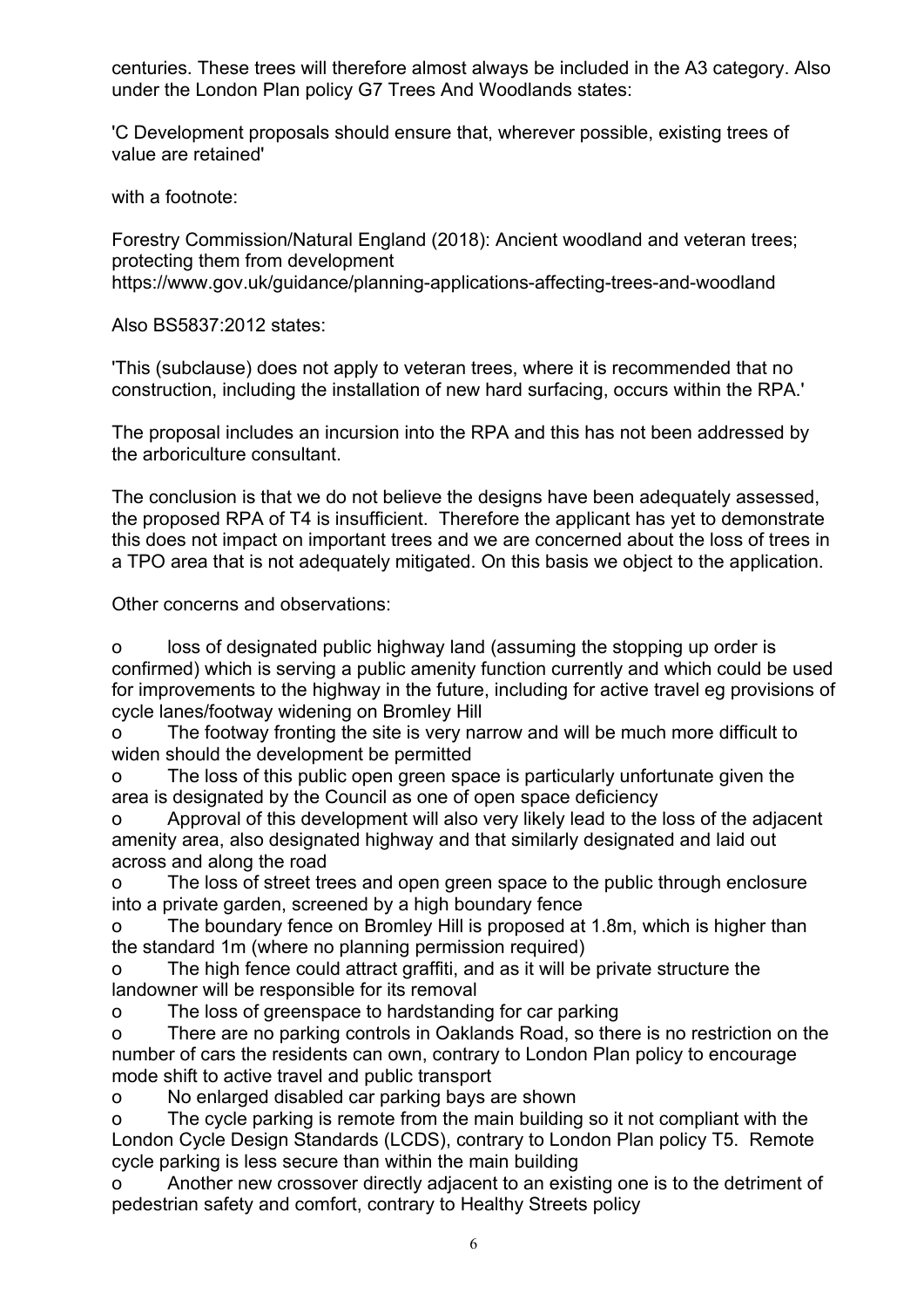centuries. These trees will therefore almost always be included in the A3 category. Also under the London Plan policy G7 Trees And Woodlands states:

'C Development proposals should ensure that, wherever possible, existing trees of value are retained'

with a footnote:

Forestry Commission/Natural England (2018): Ancient woodland and veteran trees; protecting them from development
https://www.gov.uk/guidance/planning-applications-affecting-trees-and-woodland

Also BS5837:2012 states:

'This (subclause) does not apply to veteran trees, where it is recommended that no construction, including the installation of new hard surfacing, occurs within the RPA.'

The proposal includes an incursion into the RPA and this has not been addressed by the arboriculture consultant.

The conclusion is that we do not believe the designs have been adequately assessed, the proposed RPA of T4 is insufficient. Therefore the applicant has yet to demonstrate this does not impact on important trees and we are concerned about the loss of trees in a TPO area that is not adequately mitigated. On this basis we object to the application.

Other concerns and observations:

- loss of designated public highway land (assuming the stopping up order is confirmed) which is serving a public amenity function currently and which could be used for improvements to the highway in the future, including for active travel eg provisions of cycle lanes/footway widening on Bromley Hill
- The footway fronting the site is very narrow and will be much more difficult to widen should the development be permitted
- The loss of this public open green space is particularly unfortunate given the area is designated by the Council as one of open space deficiency
- Approval of this development will also very likely lead to the loss of the adjacent amenity area, also designated highway and that similarly designated and laid out across and along the road
- The loss of street trees and open green space to the public through enclosure into a private garden, screened by a high boundary fence
- The boundary fence on Bromley Hill is proposed at 1.8m, which is higher than the standard 1m (where no planning permission required)
- The high fence could attract graffiti, and as it will be private structure the landowner will be responsible for its removal
- The loss of greenspace to hardstanding for car parking
- There are no parking controls in Oaklands Road, so there is no restriction on the number of cars the residents can own, contrary to London Plan policy to encourage mode shift to active travel and public transport
- No enlarged disabled car parking bays are shown
- The cycle parking is remote from the main building so it not compliant with the London Cycle Design Standards (LCDS), contrary to London Plan policy T5. Remote cycle parking is less secure than within the main building
- Another new crossover directly adjacent to an existing one is to the detriment of pedestrian safety and comfort, contrary to Healthy Streets policy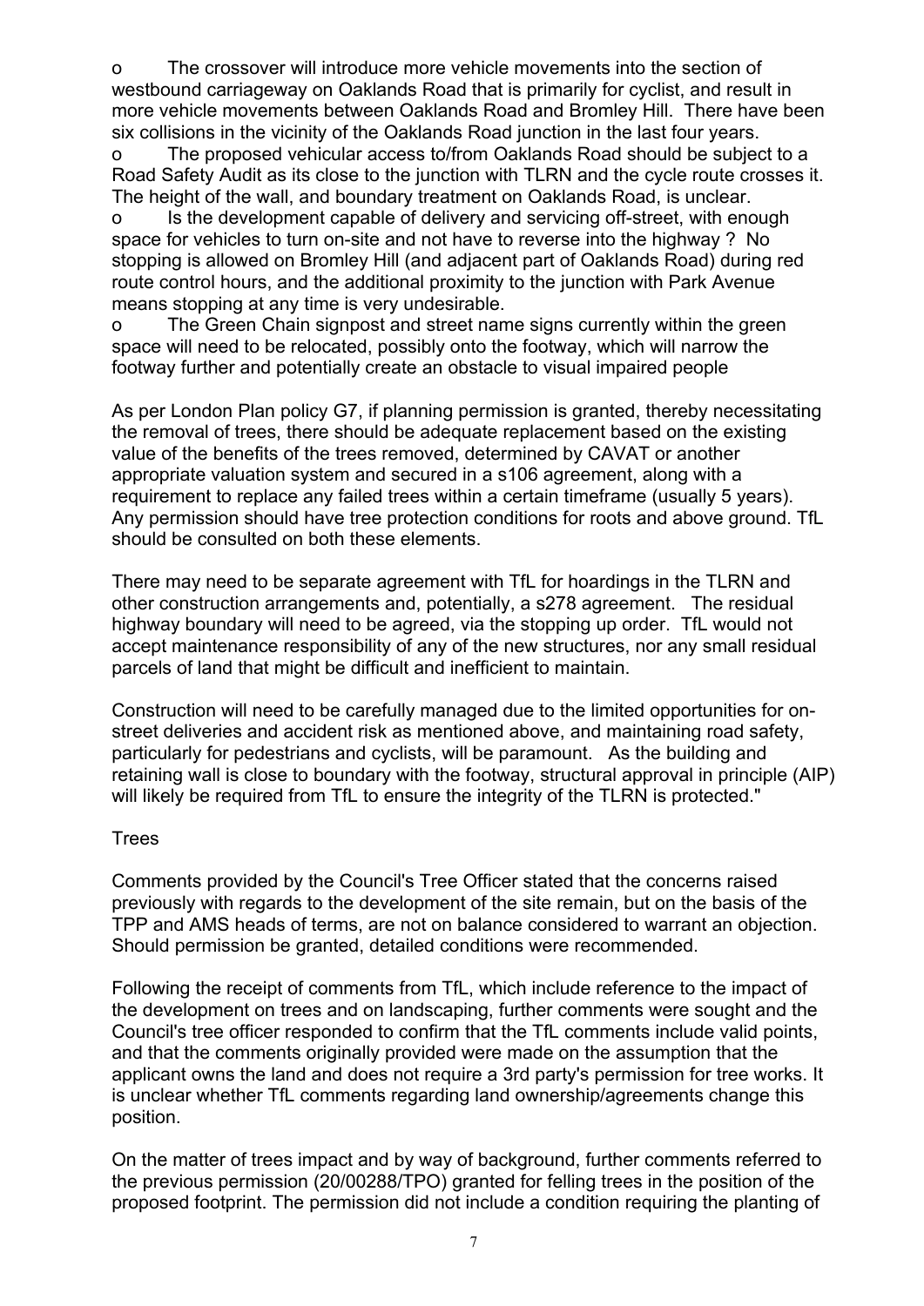- The crossover will introduce more vehicle movements into the section of westbound carriageway on Oaklands Road that is primarily for cyclist, and result in more vehicle movements between Oaklands Road and Bromley Hill. There have been six collisions in the vicinity of the Oaklands Road junction in the last four years.
- The proposed vehicular access to/from Oaklands Road should be subject to a Road Safety Audit as its close to the junction with TLRN and the cycle route crosses it. The height of the wall, and boundary treatment on Oaklands Road, is unclear.
- Is the development capable of delivery and servicing off-street, with enough space for vehicles to turn on-site and not have to reverse into the highway ? No stopping is allowed on Bromley Hill (and adjacent part of Oaklands Road) during red route control hours, and the additional proximity to the junction with Park Avenue means stopping at any time is very undesirable.
- The Green Chain signpost and street name signs currently within the green space will need to be relocated, possibly onto the footway, which will narrow the footway further and potentially create an obstacle to visual impaired people

As per London Plan policy G7, if planning permission is granted, thereby necessitating the removal of trees, there should be adequate replacement based on the existing value of the benefits of the trees removed, determined by CAVAT or another appropriate valuation system and secured in a s106 agreement, along with a requirement to replace any failed trees within a certain timeframe (usually 5 years). Any permission should have tree protection conditions for roots and above ground. TfL should be consulted on both these elements.

There may need to be separate agreement with TfL for hoardings in the TLRN and other construction arrangements and, potentially, a s278 agreement. The residual highway boundary will need to be agreed, via the stopping up order. TfL would not accept maintenance responsibility of any of the new structures, nor any small residual parcels of land that might be difficult and inefficient to maintain.

Construction will need to be carefully managed due to the limited opportunities for on-street deliveries and accident risk as mentioned above, and maintaining road safety, particularly for pedestrians and cyclists, will be paramount. As the building and retaining wall is close to boundary with the footway, structural approval in principle (AIP) will likely be required from TfL to ensure the integrity of the TLRN is protected."

Trees

Comments provided by the Council's Tree Officer stated that the concerns raised previously with regards to the development of the site remain, but on the basis of the TPP and AMS heads of terms, are not on balance considered to warrant an objection. Should permission be granted, detailed conditions were recommended.

Following the receipt of comments from TfL, which include reference to the impact of the development on trees and on landscaping, further comments were sought and the Council's tree officer responded to confirm that the TfL comments include valid points, and that the comments originally provided were made on the assumption that the applicant owns the land and does not require a 3rd party's permission for tree works. It is unclear whether TfL comments regarding land ownership/agreements change this position.

On the matter of trees impact and by way of background, further comments referred to the previous permission (20/00288/TPO) granted for felling trees in the position of the proposed footprint. The permission did not include a condition requiring the planting of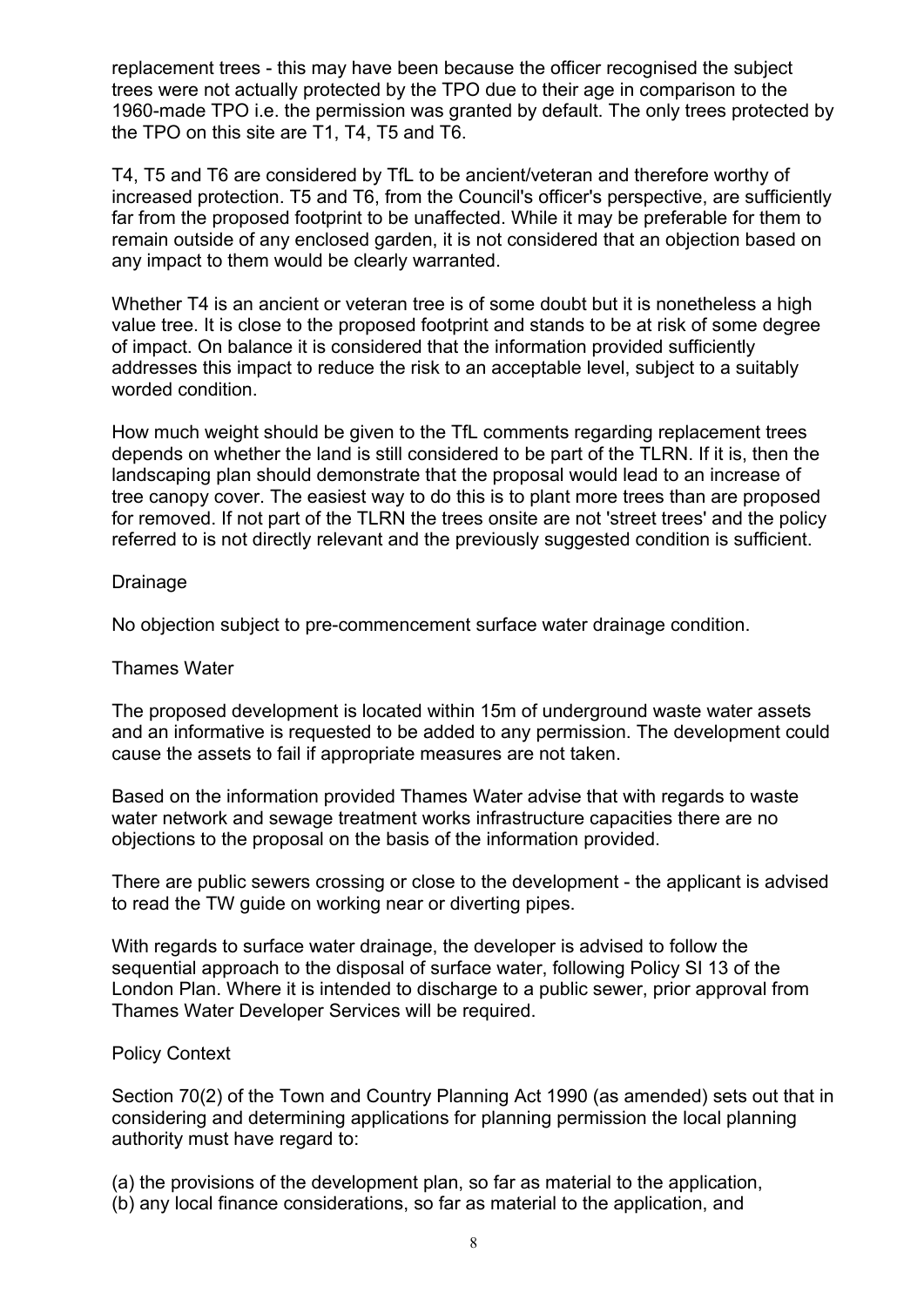replacement trees - this may have been because the officer recognised the subject trees were not actually protected by the TPO due to their age in comparison to the 1960-made TPO i.e. the permission was granted by default. The only trees protected by the TPO on this site are T1, T4, T5 and T6.

T4, T5 and T6 are considered by TfL to be ancient/veteran and therefore worthy of increased protection. T5 and T6, from the Council's officer's perspective, are sufficiently far from the proposed footprint to be unaffected. While it may be preferable for them to remain outside of any enclosed garden, it is not considered that an objection based on any impact to them would be clearly warranted.

Whether T4 is an ancient or veteran tree is of some doubt but it is nonetheless a high value tree. It is close to the proposed footprint and stands to be at risk of some degree of impact. On balance it is considered that the information provided sufficiently addresses this impact to reduce the risk to an acceptable level, subject to a suitably worded condition.

How much weight should be given to the TfL comments regarding replacement trees depends on whether the land is still considered to be part of the TLRN. If it is, then the landscaping plan should demonstrate that the proposal would lead to an increase of tree canopy cover. The easiest way to do this is to plant more trees than are proposed for removed. If not part of the TLRN the trees onsite are not 'street trees' and the policy referred to is not directly relevant and the previously suggested condition is sufficient.

Drainage

No objection subject to pre-commencement surface water drainage condition.

Thames Water

The proposed development is located within 15m of underground waste water assets and an informative is requested to be added to any permission. The development could cause the assets to fail if appropriate measures are not taken.

Based on the information provided Thames Water advise that with regards to waste water network and sewage treatment works infrastructure capacities there are no objections to the proposal on the basis of the information provided.

There are public sewers crossing or close to the development - the applicant is advised to read the TW guide on working near or diverting pipes.

With regards to surface water drainage, the developer is advised to follow the sequential approach to the disposal of surface water, following Policy SI 13 of the London Plan. Where it is intended to discharge to a public sewer, prior approval from Thames Water Developer Services will be required.

Policy Context

Section 70(2) of the Town and Country Planning Act 1990 (as amended) sets out that in considering and determining applications for planning permission the local planning authority must have regard to:

(a) the provisions of the development plan, so far as material to the application,
(b) any local finance considerations, so far as material to the application, and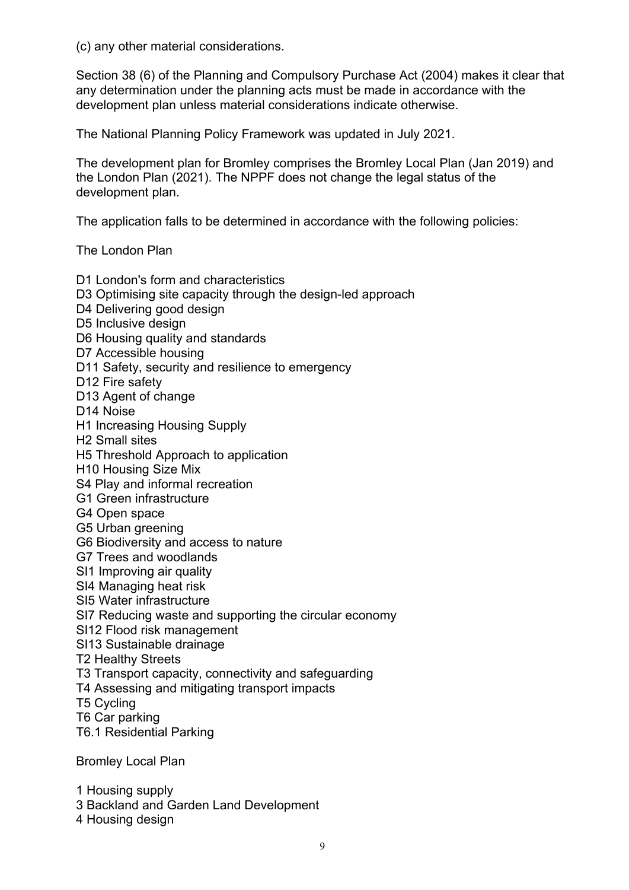(c) any other material considerations.

Section 38 (6) of the Planning and Compulsory Purchase Act (2004) makes it clear that any determination under the planning acts must be made in accordance with the development plan unless material considerations indicate otherwise.

The National Planning Policy Framework was updated in July 2021.

The development plan for Bromley comprises the Bromley Local Plan (Jan 2019) and the London Plan (2021). The NPPF does not change the legal status of the development plan.

The application falls to be determined in accordance with the following policies:

The London Plan

D1 London's form and characteristics
D3 Optimising site capacity through the design-led approach
D4 Delivering good design
D5 Inclusive design
D6 Housing quality and standards
D7 Accessible housing
D11 Safety, security and resilience to emergency
D12 Fire safety
D13 Agent of change
D14 Noise
H1 Increasing Housing Supply
H2 Small sites
H5 Threshold Approach to application
H10 Housing Size Mix
S4 Play and informal recreation
G1 Green infrastructure
G4 Open space
G5 Urban greening
G6 Biodiversity and access to nature
G7 Trees and woodlands
SI1 Improving air quality
SI4 Managing heat risk
SI5 Water infrastructure
SI7 Reducing waste and supporting the circular economy
SI12 Flood risk management
SI13 Sustainable drainage
T2 Healthy Streets
T3 Transport capacity, connectivity and safeguarding
T4 Assessing and mitigating transport impacts
T5 Cycling
T6 Car parking
T6.1 Residential Parking

Bromley Local Plan

1 Housing supply
3 Backland and Garden Land Development
4 Housing design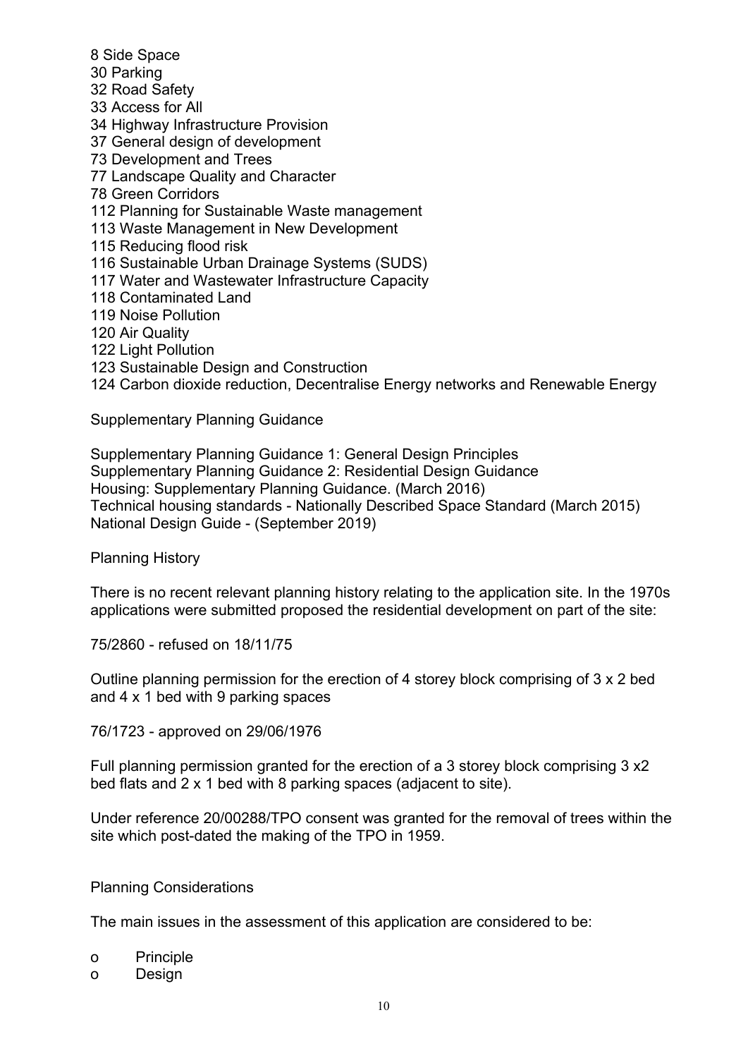8 Side Space
30 Parking
32 Road Safety
33 Access for All
34 Highway Infrastructure Provision
37 General design of development
73 Development and Trees
77 Landscape Quality and Character
78 Green Corridors
112 Planning for Sustainable Waste management
113 Waste Management in New Development
115 Reducing flood risk
116 Sustainable Urban Drainage Systems (SUDS)
117 Water and Wastewater Infrastructure Capacity
118 Contaminated Land
119 Noise Pollution
120 Air Quality
122 Light Pollution
123 Sustainable Design and Construction
124 Carbon dioxide reduction, Decentralise Energy networks and Renewable Energy

Supplementary Planning Guidance

Supplementary Planning Guidance 1: General Design Principles
Supplementary Planning Guidance 2: Residential Design Guidance
Housing: Supplementary Planning Guidance. (March 2016)
Technical housing standards - Nationally Described Space Standard (March 2015)
National Design Guide - (September 2019)

Planning History

There is no recent relevant planning history relating to the application site. In the 1970s applications were submitted proposed the residential development on part of the site:

75/2860 - refused on 18/11/75

Outline planning permission for the erection of 4 storey block comprising of 3 x 2 bed and 4 x 1 bed with 9 parking spaces

76/1723 - approved on 29/06/1976

Full planning permission granted for the erection of a 3 storey block comprising 3 x2 bed flats and 2 x 1 bed with 8 parking spaces (adjacent to site).

Under reference 20/00288/TPO consent was granted for the removal of trees within the site which post-dated the making of the TPO in 1959.

Planning Considerations

The main issues in the assessment of this application are considered to be:

- Principle
- Design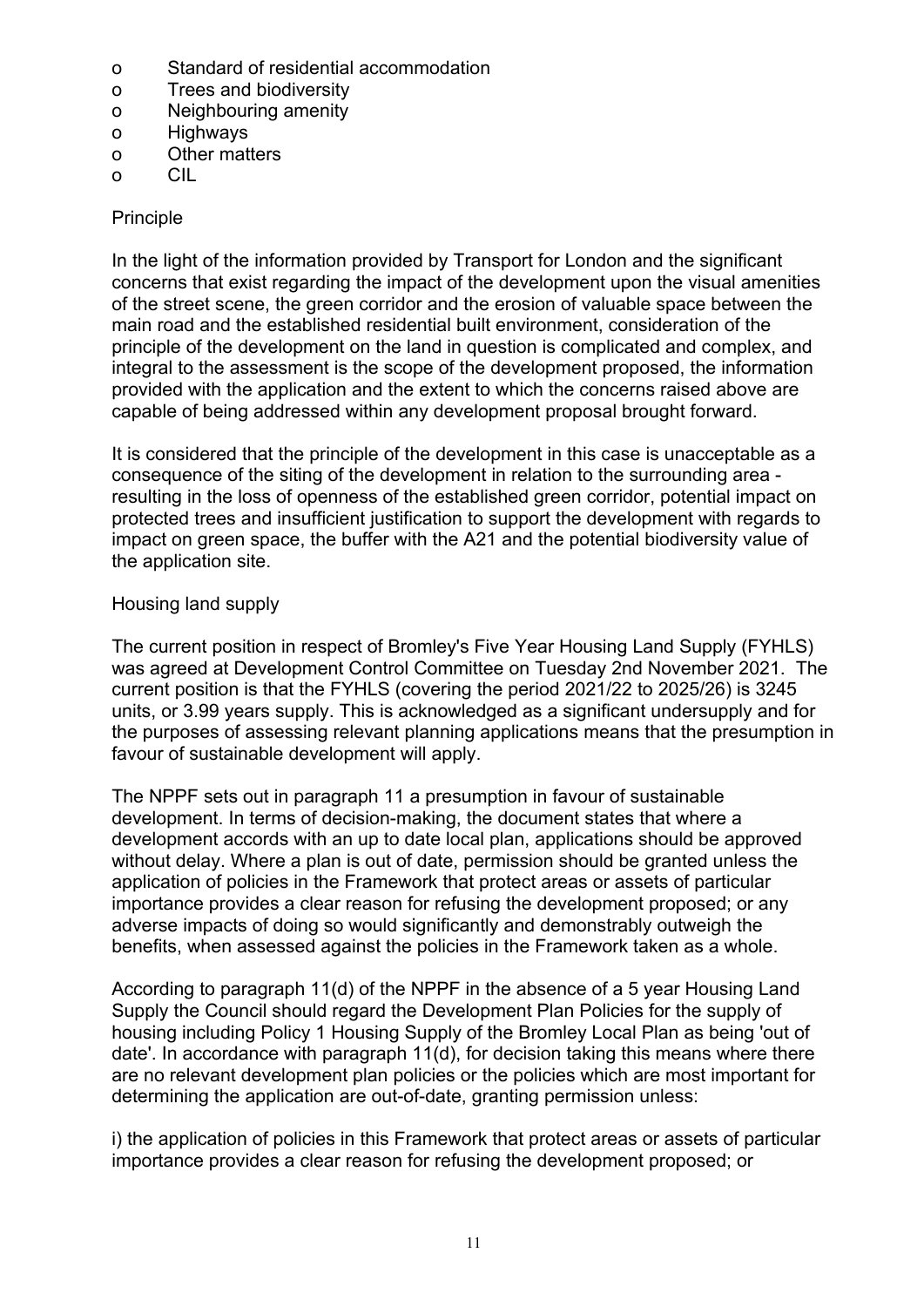- Standard of residential accommodation
- Trees and biodiversity
- Neighbouring amenity
- Highways
- Other matters
- CIL

Principle

In the light of the information provided by Transport for London and the significant concerns that exist regarding the impact of the development upon the visual amenities of the street scene, the green corridor and the erosion of valuable space between the main road and the established residential built environment, consideration of the principle of the development on the land in question is complicated and complex, and integral to the assessment is the scope of the development proposed, the information provided with the application and the extent to which the concerns raised above are capable of being addressed within any development proposal brought forward.

It is considered that the principle of the development in this case is unacceptable as a consequence of the siting of the development in relation to the surrounding area - resulting in the loss of openness of the established green corridor, potential impact on protected trees and insufficient justification to support the development with regards to impact on green space, the buffer with the A21 and the potential biodiversity value of the application site.

Housing land supply

The current position in respect of Bromley's Five Year Housing Land Supply (FYHLS) was agreed at Development Control Committee on Tuesday 2nd November 2021. The current position is that the FYHLS (covering the period 2021/22 to 2025/26) is 3245 units, or 3.99 years supply. This is acknowledged as a significant undersupply and for the purposes of assessing relevant planning applications means that the presumption in favour of sustainable development will apply.

The NPPF sets out in paragraph 11 a presumption in favour of sustainable development. In terms of decision-making, the document states that where a development accords with an up to date local plan, applications should be approved without delay. Where a plan is out of date, permission should be granted unless the application of policies in the Framework that protect areas or assets of particular importance provides a clear reason for refusing the development proposed; or any adverse impacts of doing so would significantly and demonstrably outweigh the benefits, when assessed against the policies in the Framework taken as a whole.

According to paragraph 11(d) of the NPPF in the absence of a 5 year Housing Land Supply the Council should regard the Development Plan Policies for the supply of housing including Policy 1 Housing Supply of the Bromley Local Plan as being 'out of date'. In accordance with paragraph 11(d), for decision taking this means where there are no relevant development plan policies or the policies which are most important for determining the application are out-of-date, granting permission unless:

i) the application of policies in this Framework that protect areas or assets of particular importance provides a clear reason for refusing the development proposed; or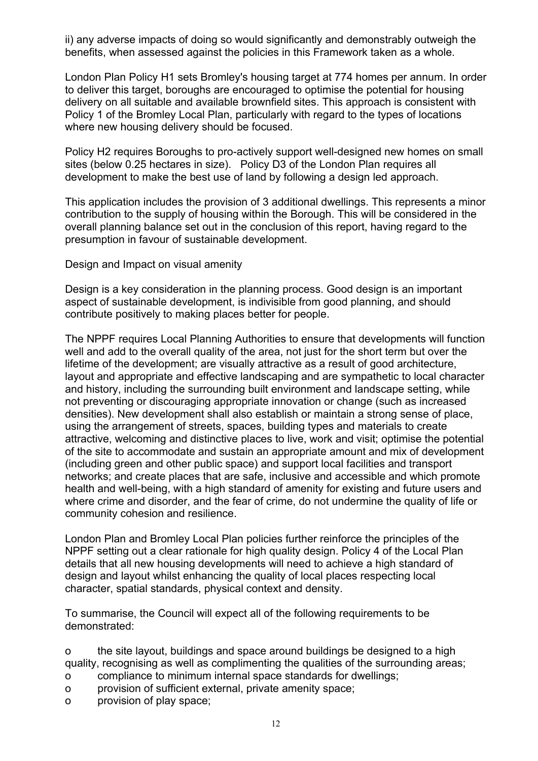ii) any adverse impacts of doing so would significantly and demonstrably outweigh the benefits, when assessed against the policies in this Framework taken as a whole.

London Plan Policy H1 sets Bromley's housing target at 774 homes per annum. In order to deliver this target, boroughs are encouraged to optimise the potential for housing delivery on all suitable and available brownfield sites. This approach is consistent with Policy 1 of the Bromley Local Plan, particularly with regard to the types of locations where new housing delivery should be focused.

Policy H2 requires Boroughs to pro-actively support well-designed new homes on small sites (below 0.25 hectares in size). Policy D3 of the London Plan requires all development to make the best use of land by following a design led approach.

This application includes the provision of 3 additional dwellings. This represents a minor contribution to the supply of housing within the Borough. This will be considered in the overall planning balance set out in the conclusion of this report, having regard to the presumption in favour of sustainable development.

Design and Impact on visual amenity

Design is a key consideration in the planning process. Good design is an important aspect of sustainable development, is indivisible from good planning, and should contribute positively to making places better for people.

The NPPF requires Local Planning Authorities to ensure that developments will function well and add to the overall quality of the area, not just for the short term but over the lifetime of the development; are visually attractive as a result of good architecture, layout and appropriate and effective landscaping and are sympathetic to local character and history, including the surrounding built environment and landscape setting, while not preventing or discouraging appropriate innovation or change (such as increased densities). New development shall also establish or maintain a strong sense of place, using the arrangement of streets, spaces, building types and materials to create attractive, welcoming and distinctive places to live, work and visit; optimise the potential of the site to accommodate and sustain an appropriate amount and mix of development (including green and other public space) and support local facilities and transport networks; and create places that are safe, inclusive and accessible and which promote health and well-being, with a high standard of amenity for existing and future users and where crime and disorder, and the fear of crime, do not undermine the quality of life or community cohesion and resilience.

London Plan and Bromley Local Plan policies further reinforce the principles of the NPPF setting out a clear rationale for high quality design. Policy 4 of the Local Plan details that all new housing developments will need to achieve a high standard of design and layout whilst enhancing the quality of local places respecting local character, spatial standards, physical context and density.

To summarise, the Council will expect all of the following requirements to be demonstrated:

- the site layout, buildings and space around buildings be designed to a high quality, recognising as well as complimenting the qualities of the surrounding areas;
- compliance to minimum internal space standards for dwellings;
- provision of sufficient external, private amenity space;
- provision of play space;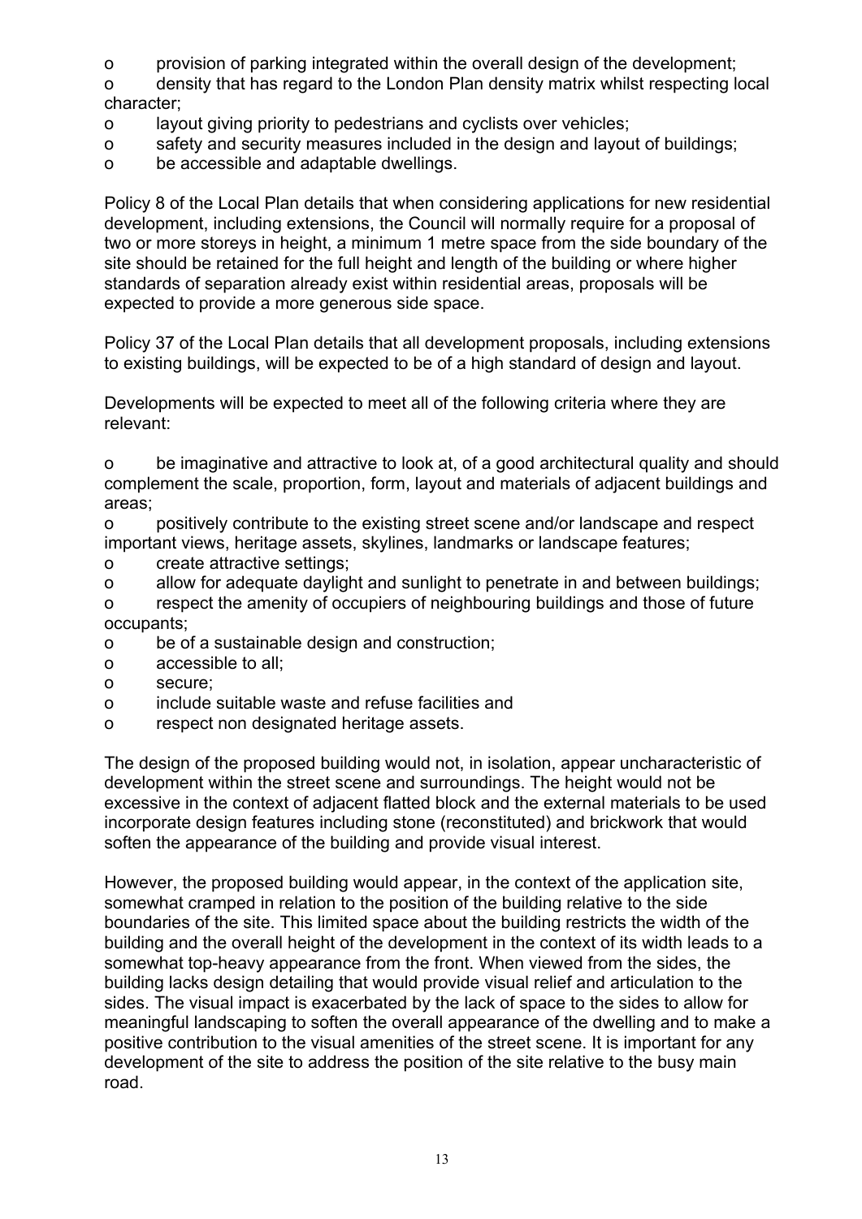- provision of parking integrated within the overall design of the development;
- density that has regard to the London Plan density matrix whilst respecting local character;
- layout giving priority to pedestrians and cyclists over vehicles;
- safety and security measures included in the design and layout of buildings;
- be accessible and adaptable dwellings.

Policy 8 of the Local Plan details that when considering applications for new residential development, including extensions, the Council will normally require for a proposal of two or more storeys in height, a minimum 1 metre space from the side boundary of the site should be retained for the full height and length of the building or where higher standards of separation already exist within residential areas, proposals will be expected to provide a more generous side space.

Policy 37 of the Local Plan details that all development proposals, including extensions to existing buildings, will be expected to be of a high standard of design and layout.

Developments will be expected to meet all of the following criteria where they are relevant:

- be imaginative and attractive to look at, of a good architectural quality and should complement the scale, proportion, form, layout and materials of adjacent buildings and areas;
- positively contribute to the existing street scene and/or landscape and respect important views, heritage assets, skylines, landmarks or landscape features;
- create attractive settings;
- allow for adequate daylight and sunlight to penetrate in and between buildings;
- respect the amenity of occupiers of neighbouring buildings and those of future occupants;
- be of a sustainable design and construction;
- accessible to all;
- secure;
- include suitable waste and refuse facilities and
- respect non designated heritage assets.

The design of the proposed building would not, in isolation, appear uncharacteristic of development within the street scene and surroundings. The height would not be excessive in the context of adjacent flatted block and the external materials to be used incorporate design features including stone (reconstituted) and brickwork that would soften the appearance of the building and provide visual interest.

However, the proposed building would appear, in the context of the application site, somewhat cramped in relation to the position of the building relative to the side boundaries of the site. This limited space about the building restricts the width of the building and the overall height of the development in the context of its width leads to a somewhat top-heavy appearance from the front. When viewed from the sides, the building lacks design detailing that would provide visual relief and articulation to the sides. The visual impact is exacerbated by the lack of space to the sides to allow for meaningful landscaping to soften the overall appearance of the dwelling and to make a positive contribution to the visual amenities of the street scene. It is important for any development of the site to address the position of the site relative to the busy main road.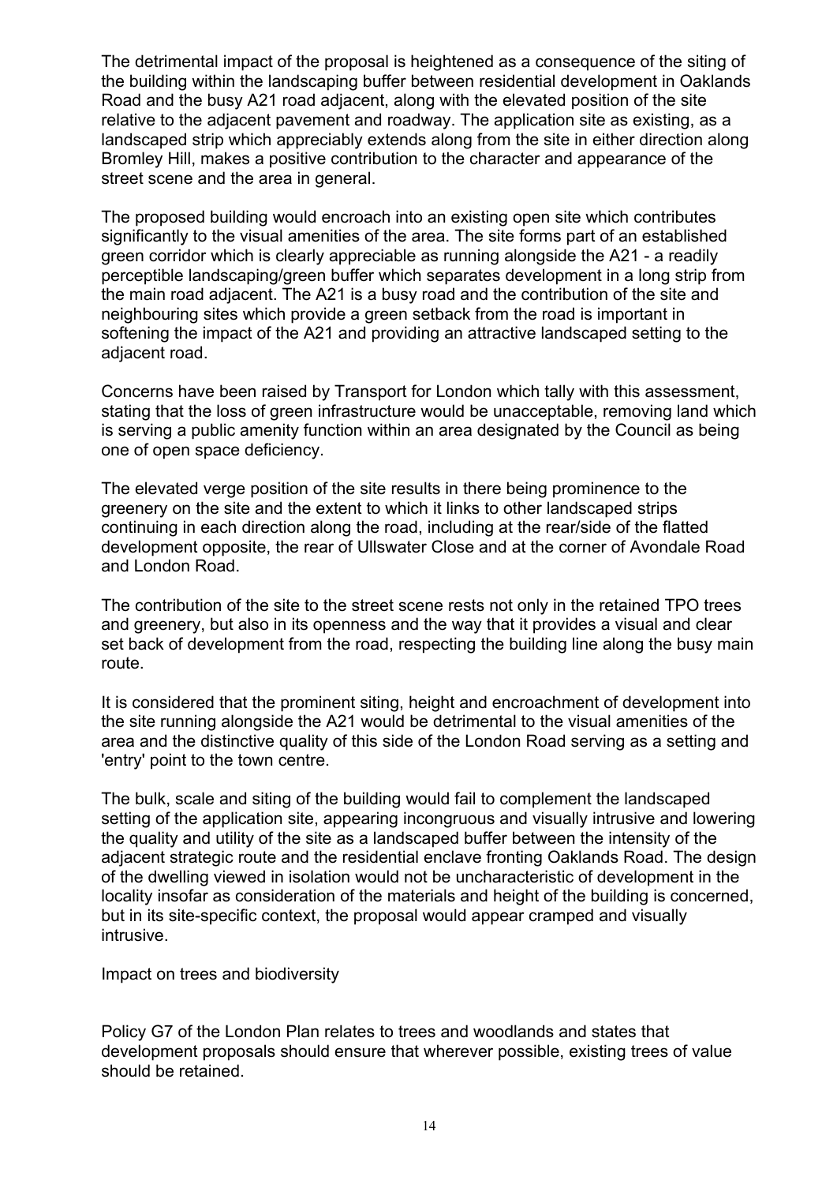The detrimental impact of the proposal is heightened as a consequence of the siting of the building within the landscaping buffer between residential development in Oaklands Road and the busy A21 road adjacent, along with the elevated position of the site relative to the adjacent pavement and roadway. The application site as existing, as a landscaped strip which appreciably extends along from the site in either direction along Bromley Hill, makes a positive contribution to the character and appearance of the street scene and the area in general.

The proposed building would encroach into an existing open site which contributes significantly to the visual amenities of the area. The site forms part of an established green corridor which is clearly appreciable as running alongside the A21 - a readily perceptible landscaping/green buffer which separates development in a long strip from the main road adjacent. The A21 is a busy road and the contribution of the site and neighbouring sites which provide a green setback from the road is important in softening the impact of the A21 and providing an attractive landscaped setting to the adjacent road.

Concerns have been raised by Transport for London which tally with this assessment, stating that the loss of green infrastructure would be unacceptable, removing land which is serving a public amenity function within an area designated by the Council as being one of open space deficiency.

The elevated verge position of the site results in there being prominence to the greenery on the site and the extent to which it links to other landscaped strips continuing in each direction along the road, including at the rear/side of the flatted development opposite, the rear of Ullswater Close and at the corner of Avondale Road and London Road.

The contribution of the site to the street scene rests not only in the retained TPO trees and greenery, but also in its openness and the way that it provides a visual and clear set back of development from the road, respecting the building line along the busy main route.

It is considered that the prominent siting, height and encroachment of development into the site running alongside the A21 would be detrimental to the visual amenities of the area and the distinctive quality of this side of the London Road serving as a setting and 'entry' point to the town centre.

The bulk, scale and siting of the building would fail to complement the landscaped setting of the application site, appearing incongruous and visually intrusive and lowering the quality and utility of the site as a landscaped buffer between the intensity of the adjacent strategic route and the residential enclave fronting Oaklands Road. The design of the dwelling viewed in isolation would not be uncharacteristic of development in the locality insofar as consideration of the materials and height of the building is concerned, but in its site-specific context, the proposal would appear cramped and visually intrusive.

Impact on trees and biodiversity

Policy G7 of the London Plan relates to trees and woodlands and states that development proposals should ensure that wherever possible, existing trees of value should be retained.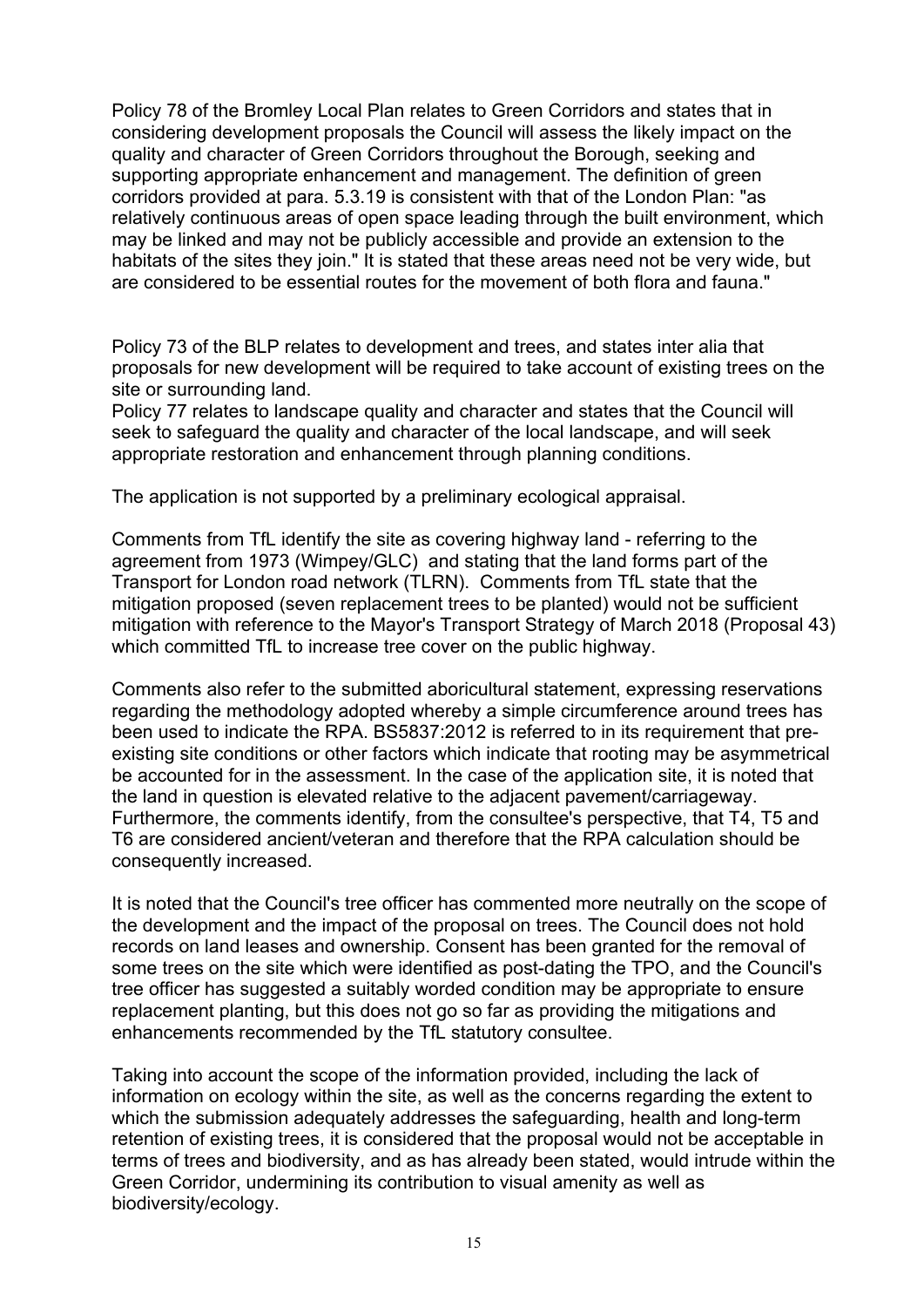Policy 78 of the Bromley Local Plan relates to Green Corridors and states that in considering development proposals the Council will assess the likely impact on the quality and character of Green Corridors throughout the Borough, seeking and supporting appropriate enhancement and management. The definition of green corridors provided at para. 5.3.19 is consistent with that of the London Plan: "as relatively continuous areas of open space leading through the built environment, which may be linked and may not be publicly accessible and provide an extension to the habitats of the sites they join." It is stated that these areas need not be very wide, but are considered to be essential routes for the movement of both flora and fauna."

Policy 73 of the BLP relates to development and trees, and states inter alia that proposals for new development will be required to take account of existing trees on the site or surrounding land.

Policy 77 relates to landscape quality and character and states that the Council will seek to safeguard the quality and character of the local landscape, and will seek appropriate restoration and enhancement through planning conditions.

The application is not supported by a preliminary ecological appraisal.

Comments from TfL identify the site as covering highway land - referring to the agreement from 1973 (Wimpey/GLC) and stating that the land forms part of the Transport for London road network (TLRN). Comments from TfL state that the mitigation proposed (seven replacement trees to be planted) would not be sufficient mitigation with reference to the Mayor's Transport Strategy of March 2018 (Proposal 43) which committed TfL to increase tree cover on the public highway.

Comments also refer to the submitted aboricultural statement, expressing reservations regarding the methodology adopted whereby a simple circumference around trees has been used to indicate the RPA. BS5837:2012 is referred to in its requirement that pre-existing site conditions or other factors which indicate that rooting may be asymmetrical be accounted for in the assessment. In the case of the application site, it is noted that the land in question is elevated relative to the adjacent pavement/carriageway. Furthermore, the comments identify, from the consultee's perspective, that T4, T5 and T6 are considered ancient/veteran and therefore that the RPA calculation should be consequently increased.

It is noted that the Council's tree officer has commented more neutrally on the scope of the development and the impact of the proposal on trees. The Council does not hold records on land leases and ownership. Consent has been granted for the removal of some trees on the site which were identified as post-dating the TPO, and the Council's tree officer has suggested a suitably worded condition may be appropriate to ensure replacement planting, but this does not go so far as providing the mitigations and enhancements recommended by the TfL statutory consultee.

Taking into account the scope of the information provided, including the lack of information on ecology within the site, as well as the concerns regarding the extent to which the submission adequately addresses the safeguarding, health and long-term retention of existing trees, it is considered that the proposal would not be acceptable in terms of trees and biodiversity, and as has already been stated, would intrude within the Green Corridor, undermining its contribution to visual amenity as well as biodiversity/ecology.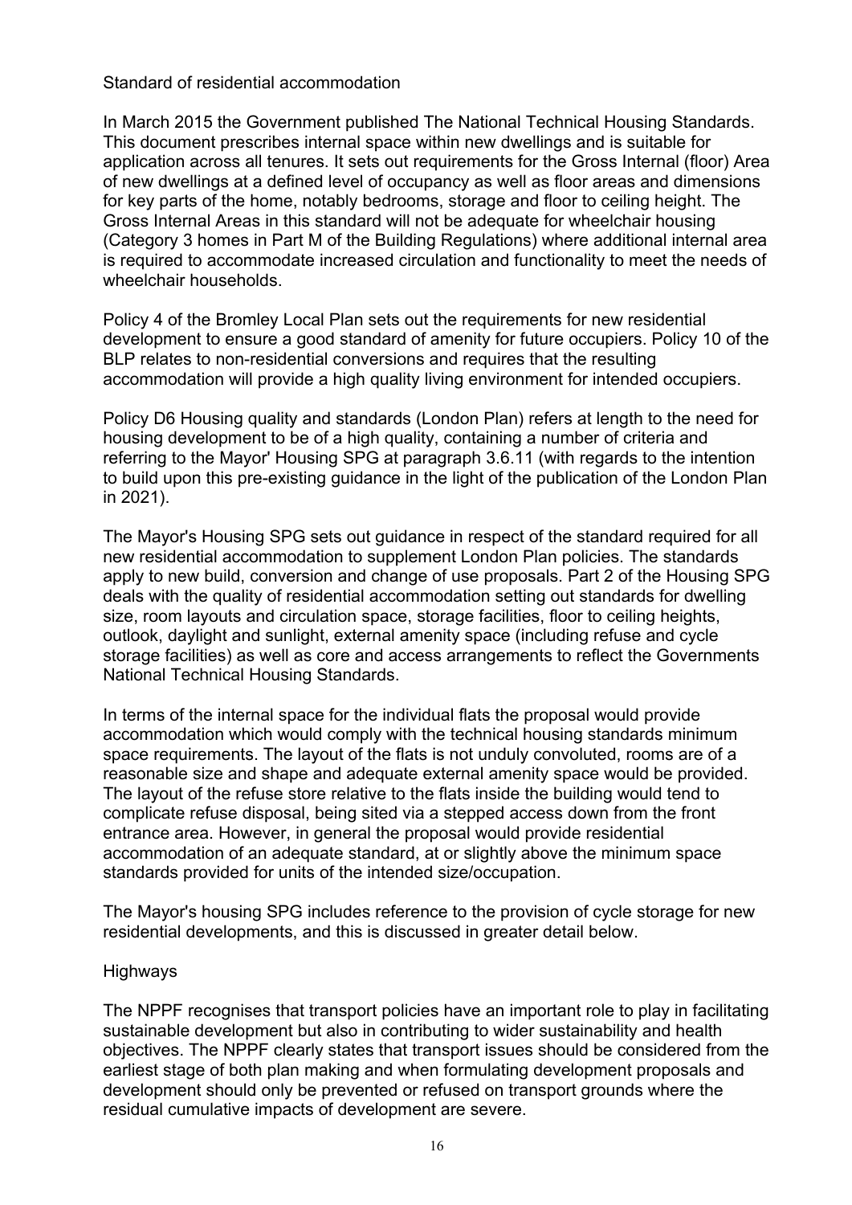## Standard of residential accommodation

In March 2015 the Government published The National Technical Housing Standards. This document prescribes internal space within new dwellings and is suitable for application across all tenures. It sets out requirements for the Gross Internal (floor) Area of new dwellings at a defined level of occupancy as well as floor areas and dimensions for key parts of the home, notably bedrooms, storage and floor to ceiling height. The Gross Internal Areas in this standard will not be adequate for wheelchair housing (Category 3 homes in Part M of the Building Regulations) where additional internal area is required to accommodate increased circulation and functionality to meet the needs of wheelchair households.

Policy 4 of the Bromley Local Plan sets out the requirements for new residential development to ensure a good standard of amenity for future occupiers. Policy 10 of the BLP relates to non-residential conversions and requires that the resulting accommodation will provide a high quality living environment for intended occupiers.

Policy D6 Housing quality and standards (London Plan) refers at length to the need for housing development to be of a high quality, containing a number of criteria and referring to the Mayor' Housing SPG at paragraph 3.6.11 (with regards to the intention to build upon this pre-existing guidance in the light of the publication of the London Plan in 2021).

The Mayor's Housing SPG sets out guidance in respect of the standard required for all new residential accommodation to supplement London Plan policies. The standards apply to new build, conversion and change of use proposals. Part 2 of the Housing SPG deals with the quality of residential accommodation setting out standards for dwelling size, room layouts and circulation space, storage facilities, floor to ceiling heights, outlook, daylight and sunlight, external amenity space (including refuse and cycle storage facilities) as well as core and access arrangements to reflect the Governments National Technical Housing Standards.

In terms of the internal space for the individual flats the proposal would provide accommodation which would comply with the technical housing standards minimum space requirements. The layout of the flats is not unduly convoluted, rooms are of a reasonable size and shape and adequate external amenity space would be provided. The layout of the refuse store relative to the flats inside the building would tend to complicate refuse disposal, being sited via a stepped access down from the front entrance area. However, in general the proposal would provide residential accommodation of an adequate standard, at or slightly above the minimum space standards provided for units of the intended size/occupation.

The Mayor's housing SPG includes reference to the provision of cycle storage for new residential developments, and this is discussed in greater detail below.

## Highways

The NPPF recognises that transport policies have an important role to play in facilitating sustainable development but also in contributing to wider sustainability and health objectives. The NPPF clearly states that transport issues should be considered from the earliest stage of both plan making and when formulating development proposals and development should only be prevented or refused on transport grounds where the residual cumulative impacts of development are severe.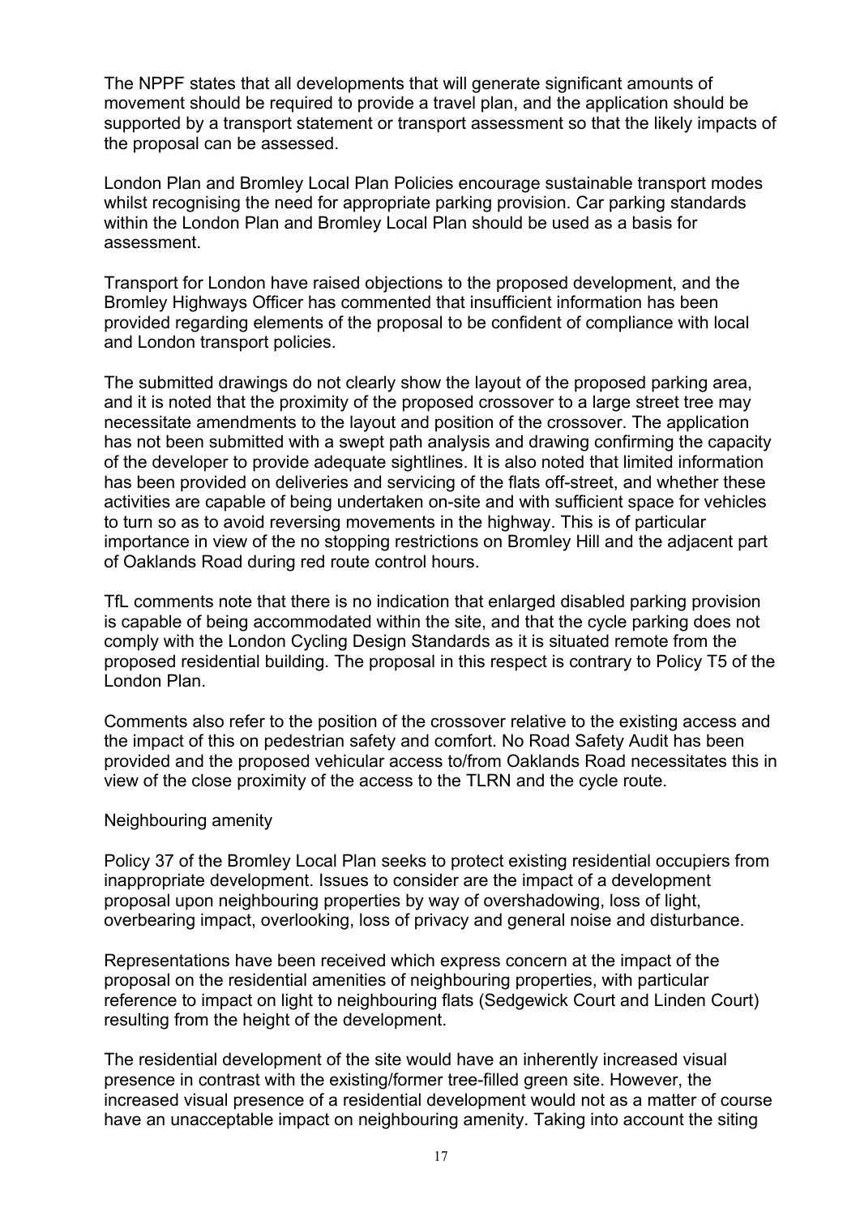The NPPF states that all developments that will generate significant amounts of movement should be required to provide a travel plan, and the application should be supported by a transport statement or transport assessment so that the likely impacts of the proposal can be assessed.

London Plan and Bromley Local Plan Policies encourage sustainable transport modes whilst recognising the need for appropriate parking provision. Car parking standards within the London Plan and Bromley Local Plan should be used as a basis for assessment.

Transport for London have raised objections to the proposed development, and the Bromley Highways Officer has commented that insufficient information has been provided regarding elements of the proposal to be confident of compliance with local and London transport policies.

The submitted drawings do not clearly show the layout of the proposed parking area, and it is noted that the proximity of the proposed crossover to a large street tree may necessitate amendments to the layout and position of the crossover. The application has not been submitted with a swept path analysis and drawing confirming the capacity of the developer to provide adequate sightlines. It is also noted that limited information has been provided on deliveries and servicing of the flats off-street, and whether these activities are capable of being undertaken on-site and with sufficient space for vehicles to turn so as to avoid reversing movements in the highway. This is of particular importance in view of the no stopping restrictions on Bromley Hill and the adjacent part of Oaklands Road during red route control hours.

TfL comments note that there is no indication that enlarged disabled parking provision is capable of being accommodated within the site, and that the cycle parking does not comply with the London Cycling Design Standards as it is situated remote from the proposed residential building. The proposal in this respect is contrary to Policy T5 of the London Plan.

Comments also refer to the position of the crossover relative to the existing access and the impact of this on pedestrian safety and comfort. No Road Safety Audit has been provided and the proposed vehicular access to/from Oaklands Road necessitates this in view of the close proximity of the access to the TLRN and the cycle route.

Neighbouring amenity

Policy 37 of the Bromley Local Plan seeks to protect existing residential occupiers from inappropriate development. Issues to consider are the impact of a development proposal upon neighbouring properties by way of overshadowing, loss of light, overbearing impact, overlooking, loss of privacy and general noise and disturbance.

Representations have been received which express concern at the impact of the proposal on the residential amenities of neighbouring properties, with particular reference to impact on light to neighbouring flats (Sedgewick Court and Linden Court) resulting from the height of the development.

The residential development of the site would have an inherently increased visual presence in contrast with the existing/former tree-filled green site. However, the increased visual presence of a residential development would not as a matter of course have an unacceptable impact on neighbouring amenity. Taking into account the siting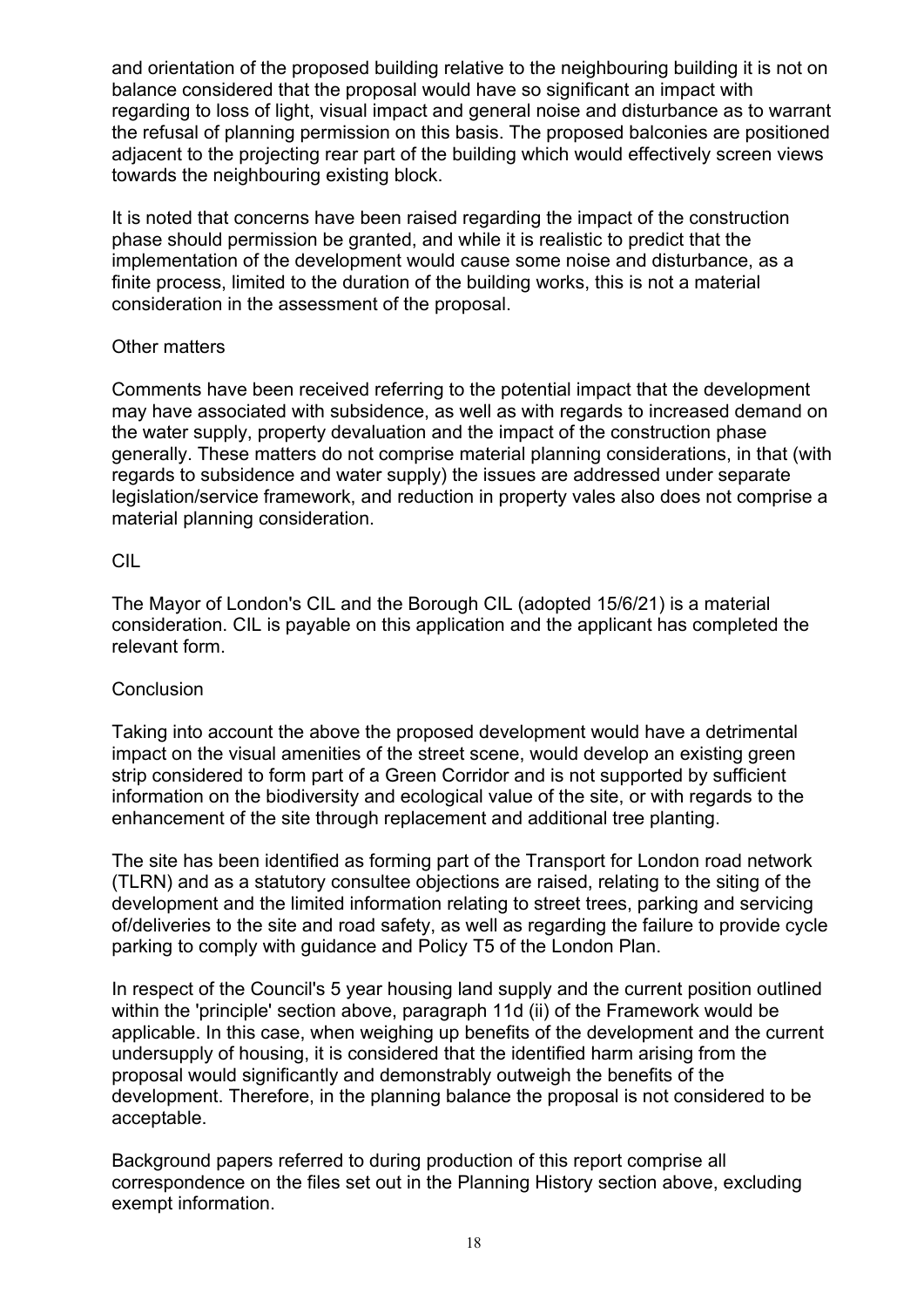and orientation of the proposed building relative to the neighbouring building it is not on balance considered that the proposal would have so significant an impact with regarding to loss of light, visual impact and general noise and disturbance as to warrant the refusal of planning permission on this basis. The proposed balconies are positioned adjacent to the projecting rear part of the building which would effectively screen views towards the neighbouring existing block.

It is noted that concerns have been raised regarding the impact of the construction phase should permission be granted, and while it is realistic to predict that the implementation of the development would cause some noise and disturbance, as a finite process, limited to the duration of the building works, this is not a material consideration in the assessment of the proposal.

Other matters

Comments have been received referring to the potential impact that the development may have associated with subsidence, as well as with regards to increased demand on the water supply, property devaluation and the impact of the construction phase generally. These matters do not comprise material planning considerations, in that (with regards to subsidence and water supply) the issues are addressed under separate legislation/service framework, and reduction in property vales also does not comprise a material planning consideration.

CIL

The Mayor of London's CIL and the Borough CIL (adopted 15/6/21) is a material consideration. CIL is payable on this application and the applicant has completed the relevant form.

Conclusion

Taking into account the above the proposed development would have a detrimental impact on the visual amenities of the street scene, would develop an existing green strip considered to form part of a Green Corridor and is not supported by sufficient information on the biodiversity and ecological value of the site, or with regards to the enhancement of the site through replacement and additional tree planting.

The site has been identified as forming part of the Transport for London road network (TLRN) and as a statutory consultee objections are raised, relating to the siting of the development and the limited information relating to street trees, parking and servicing of/deliveries to the site and road safety, as well as regarding the failure to provide cycle parking to comply with guidance and Policy T5 of the London Plan.

In respect of the Council's 5 year housing land supply and the current position outlined within the 'principle' section above, paragraph 11d (ii) of the Framework would be applicable. In this case, when weighing up benefits of the development and the current undersupply of housing, it is considered that the identified harm arising from the proposal would significantly and demonstrably outweigh the benefits of the development. Therefore, in the planning balance the proposal is not considered to be acceptable.

Background papers referred to during production of this report comprise all correspondence on the files set out in the Planning History section above, excluding exempt information.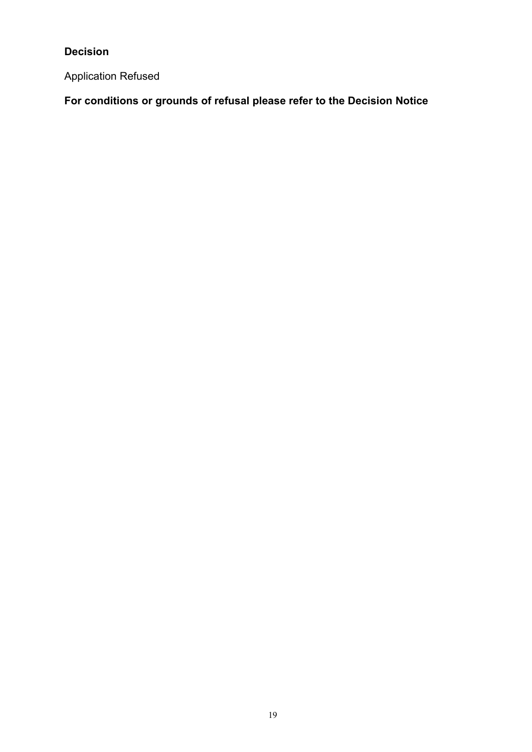**Decision**

Application Refused

**For conditions or grounds of refusal please refer to the Decision Notice**